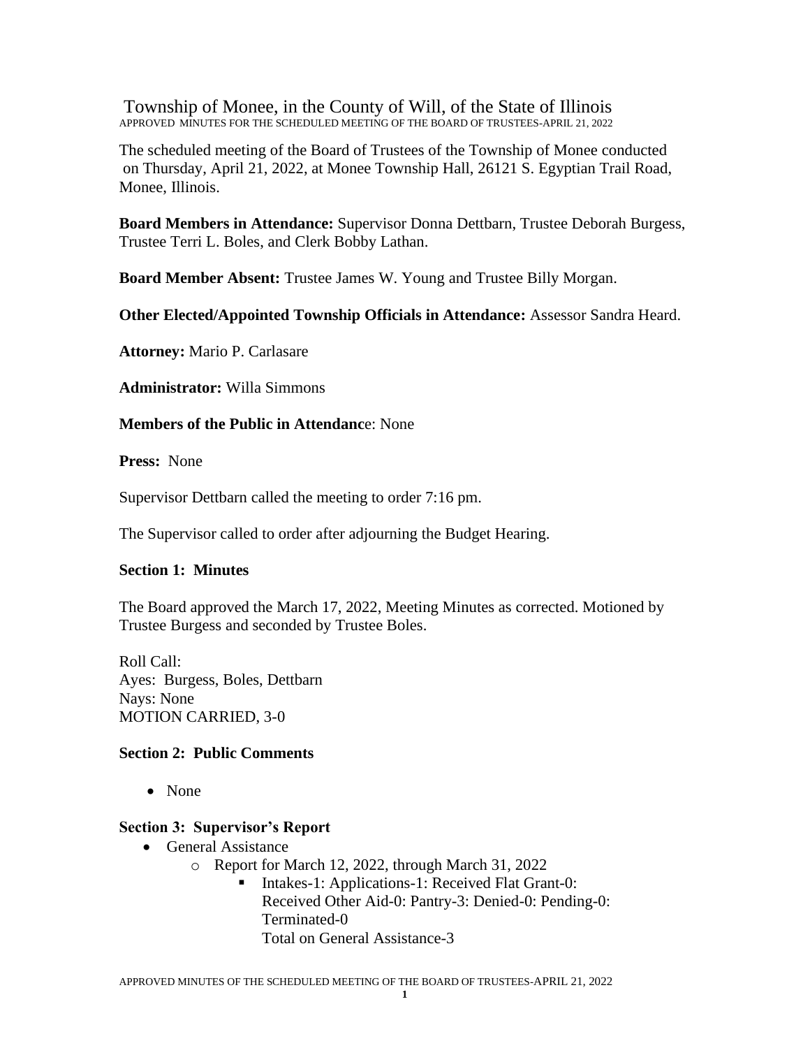# Township of Monee, in the County of Will, of the State of Illinois

APPROVED MINUTES FOR THE SCHEDULED MEETING OF THE BOARD OF TRUSTEES-APRIL 21, 2022

The scheduled meeting of the Board of Trustees of the Township of Monee conducted on Thursday, April 21, 2022, at Monee Township Hall, 26121 S. Egyptian Trail Road, Monee, Illinois.

**Board Members in Attendance:** Supervisor Donna Dettbarn, Trustee Deborah Burgess, Trustee Terri L. Boles, and Clerk Bobby Lathan.

**Board Member Absent:** Trustee James W. Young and Trustee Billy Morgan.

**Other Elected/Appointed Township Officials in Attendance:** Assessor Sandra Heard.

**Attorney:** Mario P. Carlasare

**Administrator:** Willa Simmons

**Members of the Public in Attendance**: None

**Press:** None

Supervisor Dettbarn called the meeting to order 7:16 pm.

The Supervisor called to order after adjourning the Budget Hearing.

### Section 1: Minutes

The Board approved the March 17, 2022, Meeting Minutes as corrected. Motioned by Trustee Burgess and seconded by Trustee Boles.

Roll Call:
Ayes: Burgess, Boles, Dettbarn
Nays: None
MOTION CARRIED, 3-0

### Section 2: Public Comments

- None

### Section 3: Supervisor's Report

- General Assistance
  - Report for March 12, 2022, through March 31, 2022
    - Intakes-1: Applications-1: Received Flat Grant-0: Received Other Aid-0: Pantry-3: Denied-0: Pending-0: Terminated-0
      Total on General Assistance-3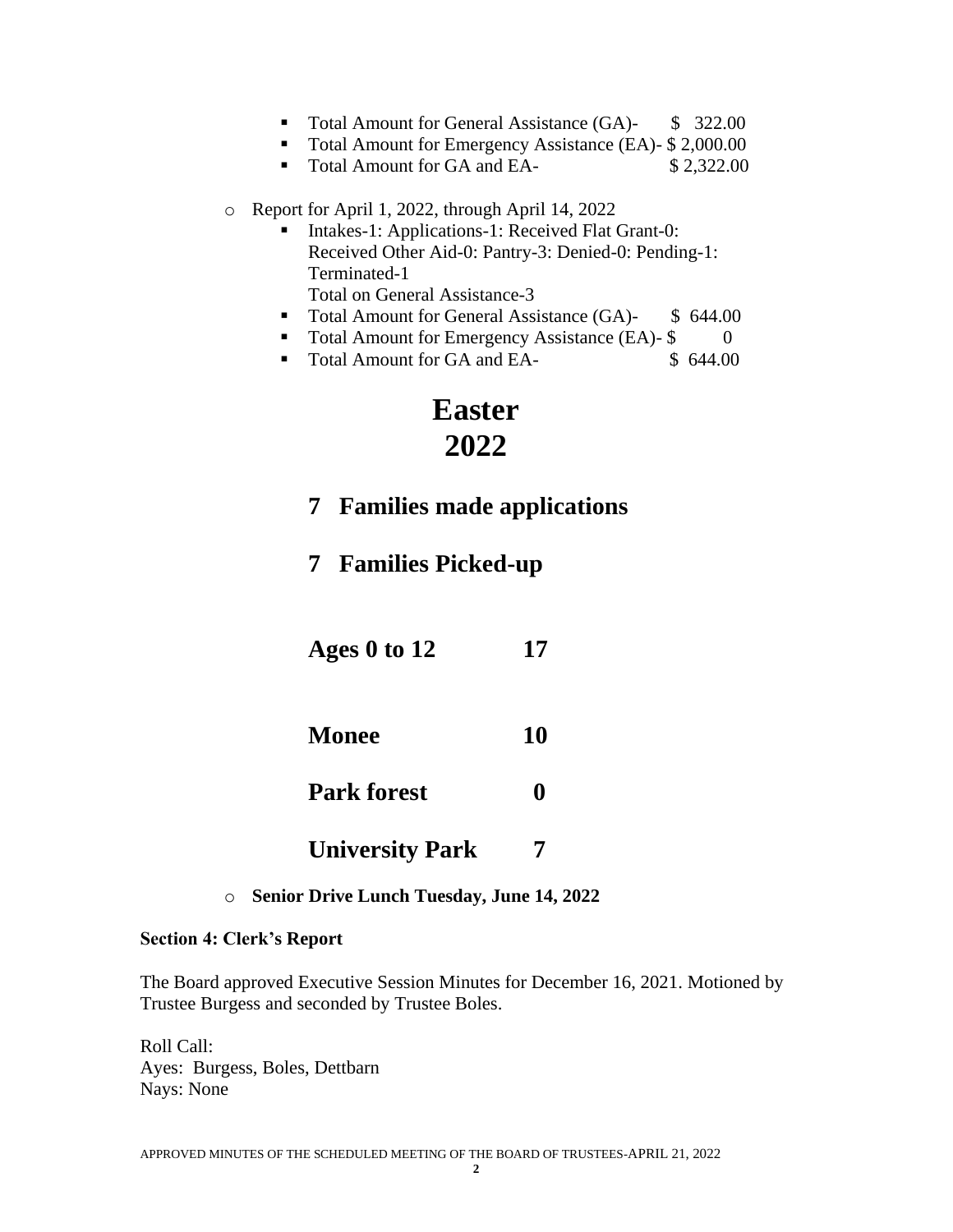- Total Amount for General Assistance (GA)- $ 322.00
    - Total Amount for Emergency Assistance (EA)- $ 2,000.00
    - Total Amount for GA and EA- $ 2,322.00

- Report for April 1, 2022, through April 14, 2022
    - Intakes-1: Applications-1: Received Flat Grant-0: Received Other Aid-0: Pantry-3: Denied-0: Pending-1: Terminated-1
      Total on General Assistance-3
    - Total Amount for General Assistance (GA)- $ 644.00
    - Total Amount for Emergency Assistance (EA)- $ 0
    - Total Amount for GA and EA- $ 644.00

# Easter 2022

**7 Families made applications**

**7 Families Picked-up**

| | |
|---|---|
| **Ages 0 to 12** | **17** |
| **Monee** | **10** |
| **Park forest** | **0** |
| **University Park** | **7** |

- **Senior Drive Lunch Tuesday, June 14, 2022**

**Section 4: Clerk's Report**

The Board approved Executive Session Minutes for December 16, 2021. Motioned by Trustee Burgess and seconded by Trustee Boles.

Roll Call:
Ayes: Burgess, Boles, Dettbarn
Nays: None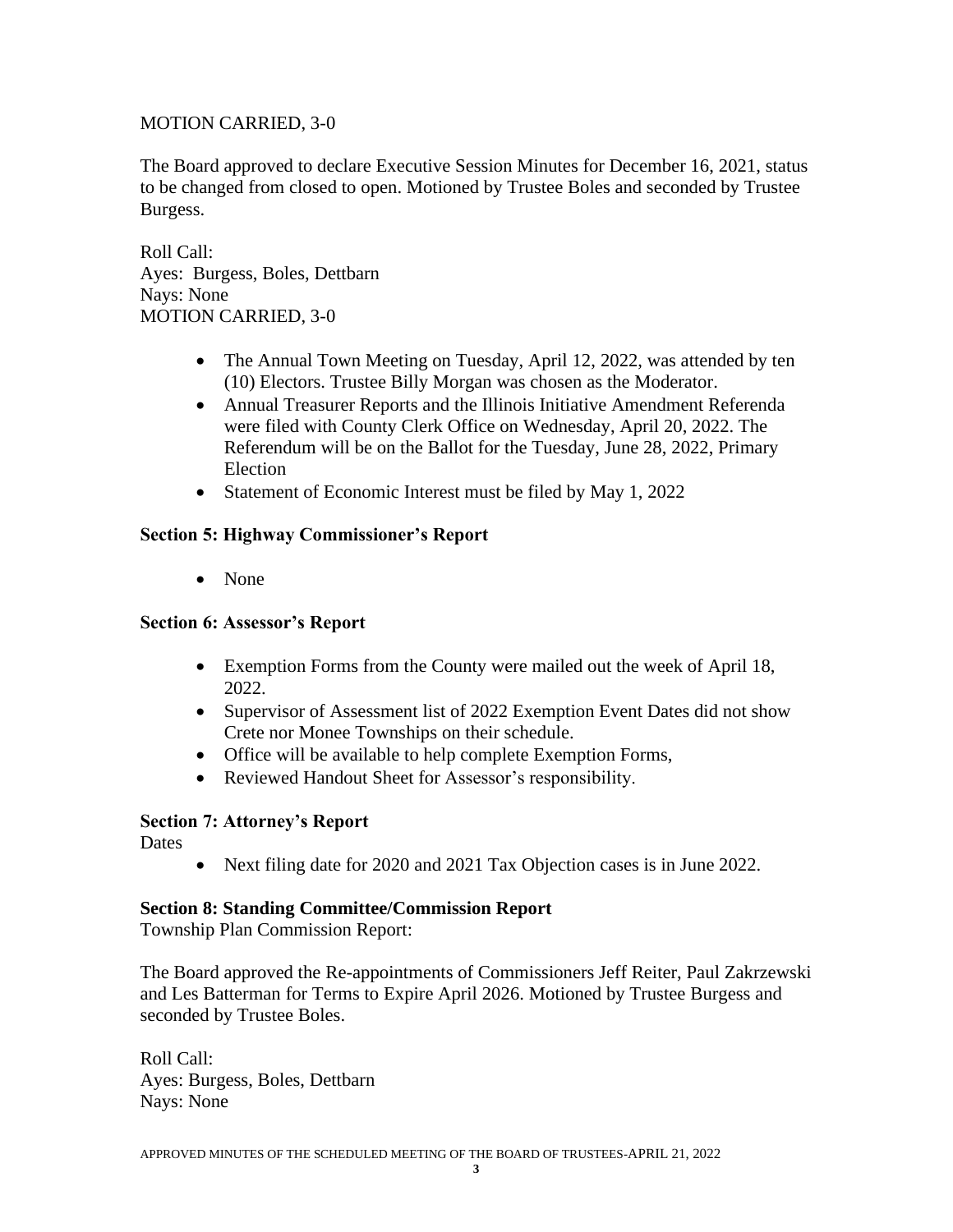MOTION CARRIED, 3-0

The Board approved to declare Executive Session Minutes for December 16, 2021, status to be changed from closed to open. Motioned by Trustee Boles and seconded by Trustee Burgess.

Roll Call:
Ayes: Burgess, Boles, Dettbarn
Nays: None
MOTION CARRIED, 3-0

- The Annual Town Meeting on Tuesday, April 12, 2022, was attended by ten (10) Electors. Trustee Billy Morgan was chosen as the Moderator.
- Annual Treasurer Reports and the Illinois Initiative Amendment Referenda were filed with County Clerk Office on Wednesday, April 20, 2022. The Referendum will be on the Ballot for the Tuesday, June 28, 2022, Primary Election
- Statement of Economic Interest must be filed by May 1, 2022

**Section 5: Highway Commissioner's Report**

- None

**Section 6: Assessor's Report**

- Exemption Forms from the County were mailed out the week of April 18, 2022.
- Supervisor of Assessment list of 2022 Exemption Event Dates did not show Crete nor Monee Townships on their schedule.
- Office will be available to help complete Exemption Forms,
- Reviewed Handout Sheet for Assessor's responsibility.

**Section 7: Attorney's Report**

Dates

- Next filing date for 2020 and 2021 Tax Objection cases is in June 2022.

**Section 8: Standing Committee/Commission Report**

Township Plan Commission Report:

The Board approved the Re-appointments of Commissioners Jeff Reiter, Paul Zakrzewski and Les Batterman for Terms to Expire April 2026. Motioned by Trustee Burgess and seconded by Trustee Boles.

Roll Call:
Ayes: Burgess, Boles, Dettbarn
Nays: None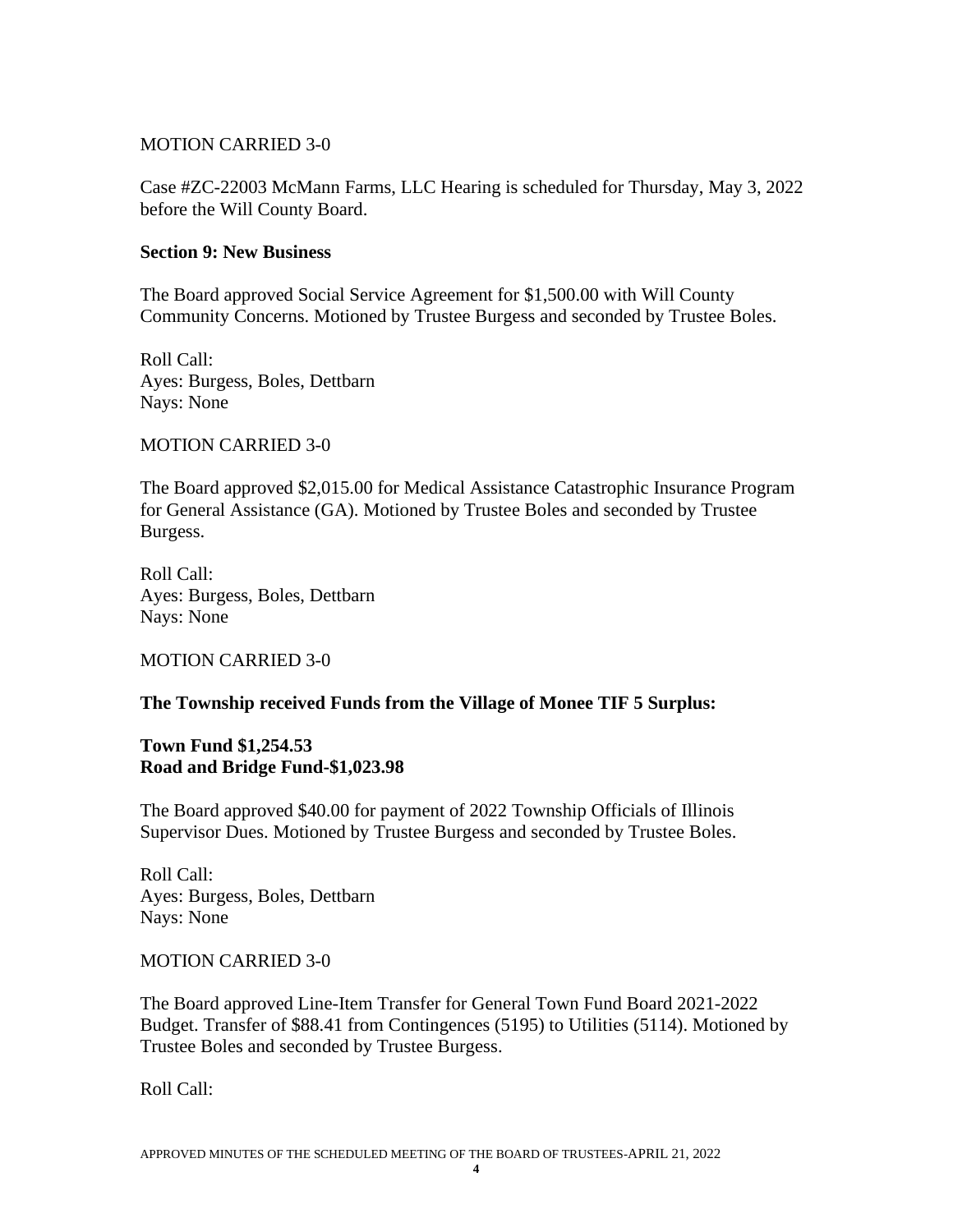MOTION CARRIED 3-0

Case #ZC-22003 McMann Farms, LLC Hearing is scheduled for Thursday, May 3, 2022 before the Will County Board.

**Section 9: New Business**

The Board approved Social Service Agreement for $1,500.00 with Will County Community Concerns. Motioned by Trustee Burgess and seconded by Trustee Boles.

Roll Call:
Ayes: Burgess, Boles, Dettbarn
Nays: None

MOTION CARRIED 3-0

The Board approved $2,015.00 for Medical Assistance Catastrophic Insurance Program for General Assistance (GA). Motioned by Trustee Boles and seconded by Trustee Burgess.

Roll Call:
Ayes: Burgess, Boles, Dettbarn
Nays: None

MOTION CARRIED 3-0

**The Township received Funds from the Village of Monee TIF 5 Surplus:**

**Town Fund $1,254.53**
**Road and Bridge Fund-$1,023.98**

The Board approved $40.00 for payment of 2022 Township Officials of Illinois Supervisor Dues. Motioned by Trustee Burgess and seconded by Trustee Boles.

Roll Call:
Ayes: Burgess, Boles, Dettbarn
Nays: None

MOTION CARRIED 3-0

The Board approved Line-Item Transfer for General Town Fund Board 2021-2022 Budget. Transfer of $88.41 from Contingences (5195) to Utilities (5114). Motioned by Trustee Boles and seconded by Trustee Burgess.

Roll Call: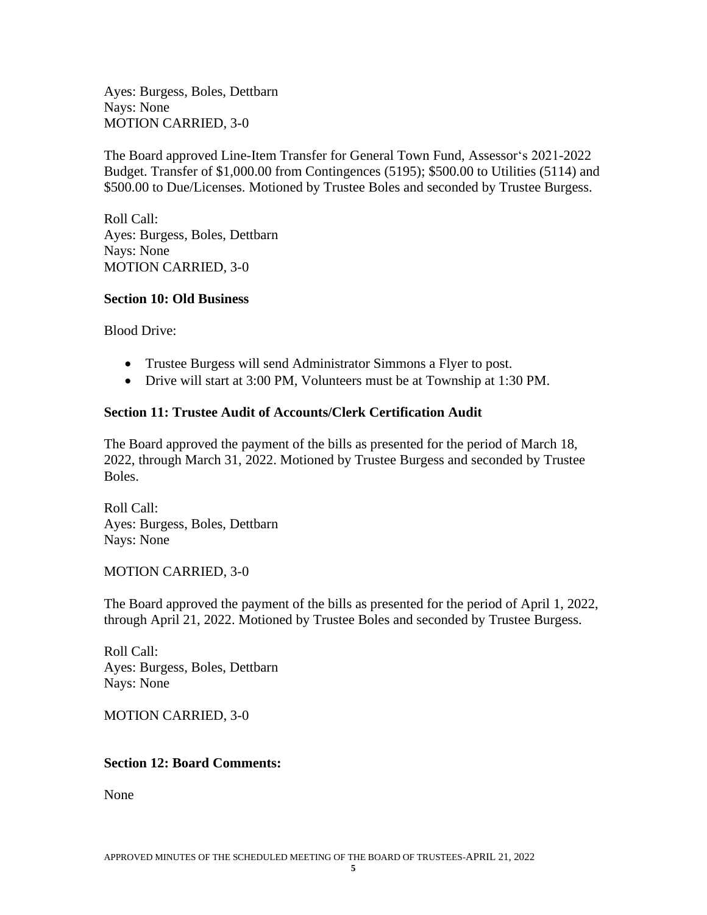Ayes: Burgess, Boles, Dettbarn
Nays: None
MOTION CARRIED, 3-0

The Board approved Line-Item Transfer for General Town Fund, Assessor's 2021-2022 Budget. Transfer of $1,000.00 from Contingences (5195); $500.00 to Utilities (5114) and $500.00 to Due/Licenses. Motioned by Trustee Boles and seconded by Trustee Burgess.

Roll Call:
Ayes: Burgess, Boles, Dettbarn
Nays: None
MOTION CARRIED, 3-0

**Section 10: Old Business**

Blood Drive:

- Trustee Burgess will send Administrator Simmons a Flyer to post.
- Drive will start at 3:00 PM, Volunteers must be at Township at 1:30 PM.

**Section 11: Trustee Audit of Accounts/Clerk Certification Audit**

The Board approved the payment of the bills as presented for the period of March 18, 2022, through March 31, 2022. Motioned by Trustee Burgess and seconded by Trustee Boles.

Roll Call:
Ayes: Burgess, Boles, Dettbarn
Nays: None

MOTION CARRIED, 3-0

The Board approved the payment of the bills as presented for the period of April 1, 2022, through April 21, 2022. Motioned by Trustee Boles and seconded by Trustee Burgess.

Roll Call:
Ayes: Burgess, Boles, Dettbarn
Nays: None

MOTION CARRIED, 3-0

**Section 12: Board Comments:**

None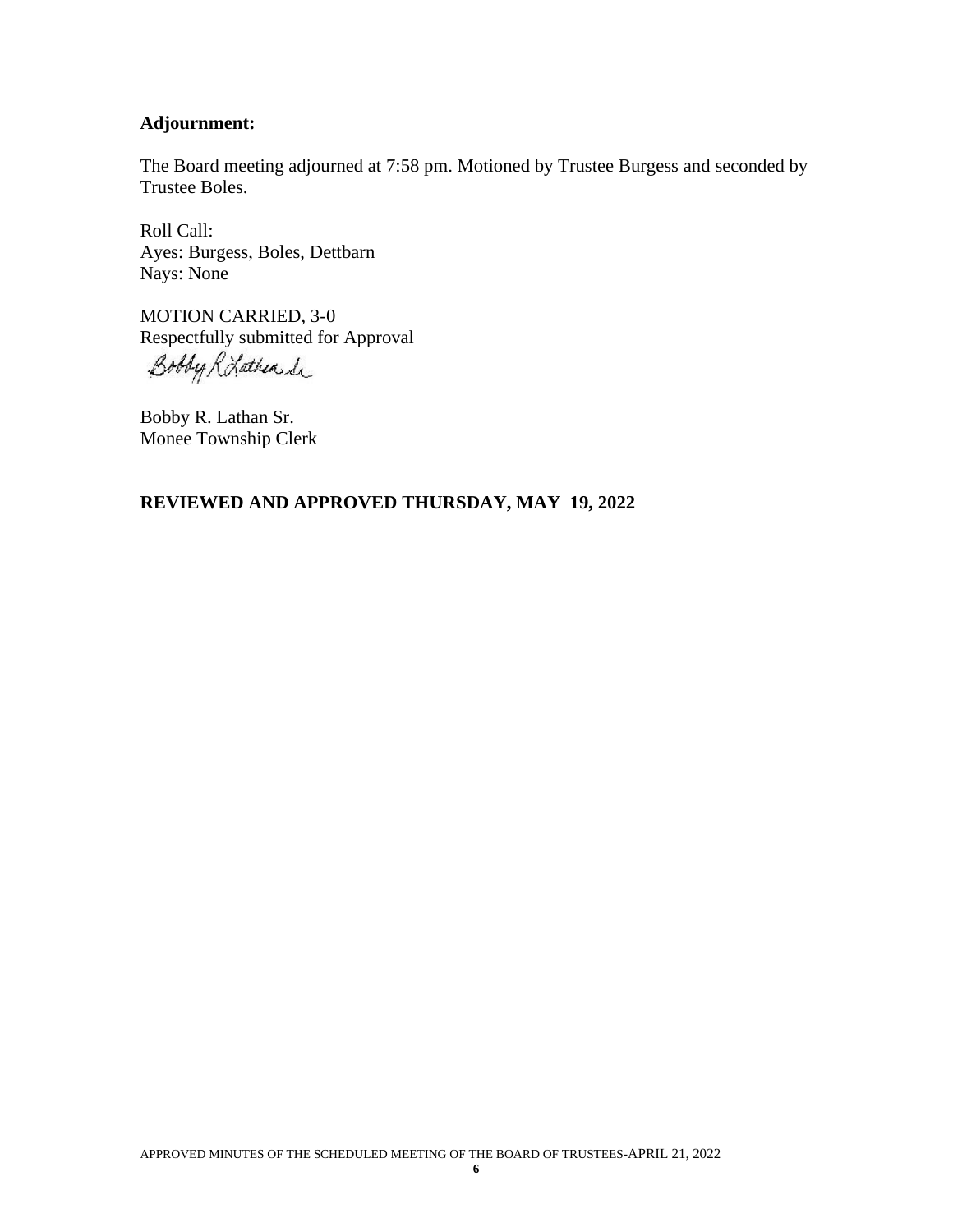**Adjournment:**

The Board meeting adjourned at 7:58 pm. Motioned by Trustee Burgess and seconded by Trustee Boles.

Roll Call:
Ayes: Burgess, Boles, Dettbarn
Nays: None

MOTION CARRIED, 3-0
Respectfully submitted for Approval

Bobby R. Lathan Sr.
Monee Township Clerk

**REVIEWED AND APPROVED THURSDAY, MAY 19, 2022**